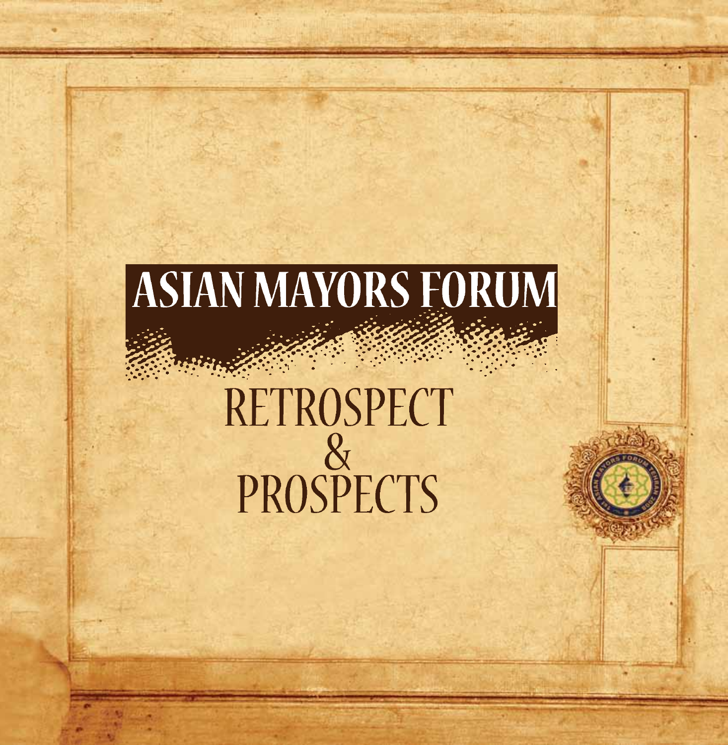# ASIAN MAYORS FORUM

## RETROSPECT & PROSPECTS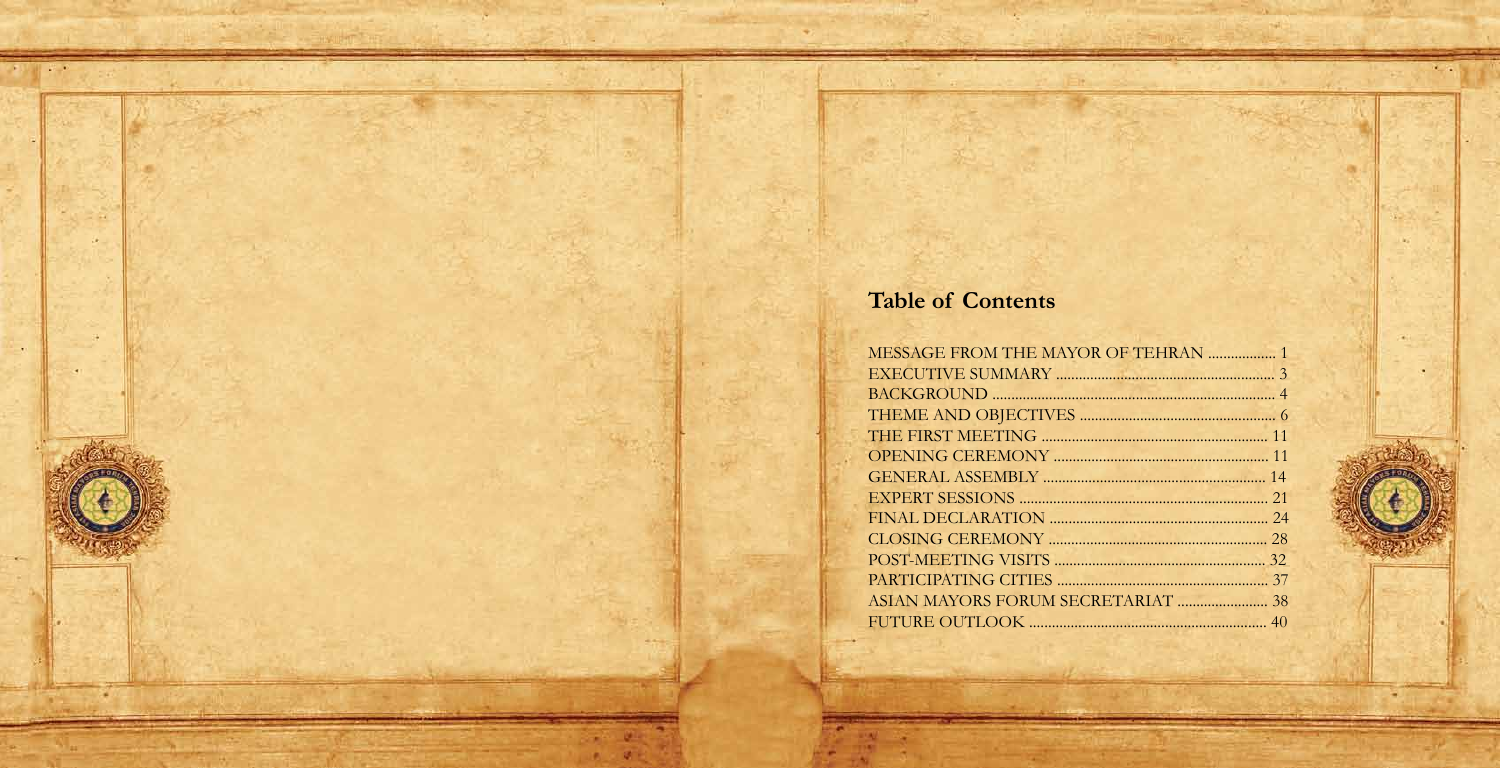## Table of Contents

MESSAGE FROM THE MAYOR OF TEHRAN .................. 1
EXECUTIVE SUMMARY .......................................................... 3
BACKGROUND ........................................................................... 4
THEME AND OBJECTIVES ..................................................... 6
THE FIRST MEETING ............................................................. 11
OPENING CEREMONY ........................................................... 11
GENERAL ASSEMBLY ............................................................ 14
EXPERT SESSIONS .................................................................. 21
FINAL DECLARATION .......................................................... 24
CLOSING CEREMONY ........................................................... 28
POST-MEETING VISITS ......................................................... 32
PARTICIPATING CITIES ........................................................ 37
ASIAN MAYORS FORUM SECRETARIAT ......................... 38
FUTURE OUTLOOK ................................................................ 40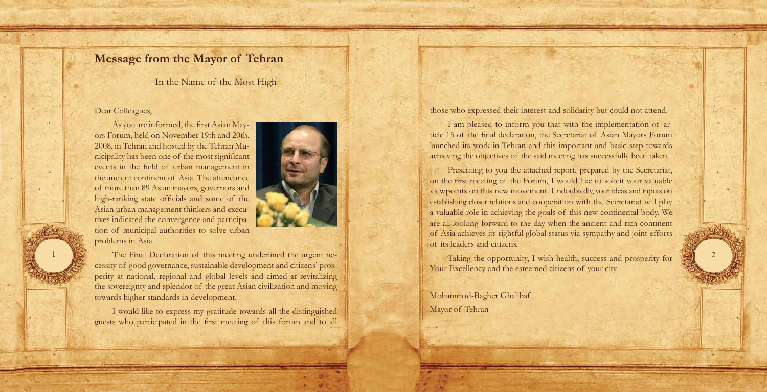## Message from the Mayor of Tehran

In the Name of the Most High

Dear Colleagues,

As you are informed, the first Asian Mayors Forum, held on November 19th and 20th, 2008, in Tehran and hosted by the Tehran Municipality has been one of the most significant events in the field of urban management in the ancient continent of Asia. The attendance of more than 89 Asian mayors, governors and high-ranking state officials and some of the Asian urban management thinkers and executives indicated the convergence and participation of municipal authorities to solve urban problems in Asia.

The Final Declaration of this meeting underlined the urgent necessity of good governance, sustainable development and citizens' prosperity at national, regional and global levels and aimed at revitalizing the sovereignty and splendor of the great Asian civilization and moving towards higher standards in development.

I would like to express my gratitude towards all the distinguished guests who participated in the first meeting of this forum and to all those who expressed their interest and solidarity but could not attend.

I am pleased to inform you that with the implementation of article 15 of the final declaration, the Secretariat of Asian Mayors Forum launched its work in Tehran and this important and basic step towards achieving the objectives of the said meeting has successfully been taken.

Presenting to you the attached report, prepared by the Secretariat, on the first meeting of the Forum, I would like to solicit your valuable viewpoints on this new movement. Undoubtedly, your ideas and inputs on establishing closer relations and cooperation with the Secretariat will play a valuable role in achieving the goals of this new continental body. We are all looking forward to the day when the ancient and rich continent of Asia achieves its rightful global status via sympathy and joint efforts of its leaders and citizens.

Taking the opportunity, I wish health, success and prosperity for Your Excellency and the esteemed citizens of your city.

Mohammad-Bagher Ghalibaf
Mayor of Tehran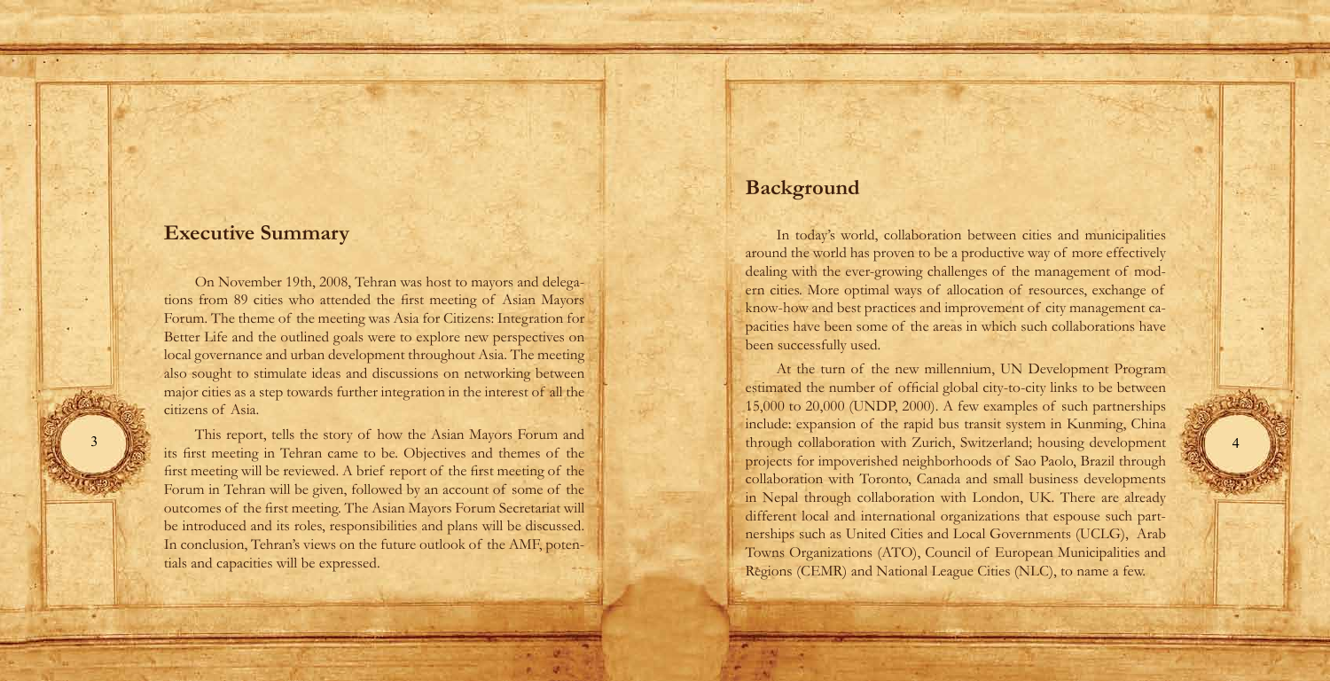## Executive Summary

On November 19th, 2008, Tehran was host to mayors and delegations from 89 cities who attended the first meeting of Asian Mayors Forum. The theme of the meeting was Asia for Citizens: Integration for Better Life and the outlined goals were to explore new perspectives on local governance and urban development throughout Asia. The meeting also sought to stimulate ideas and discussions on networking between major cities as a step towards further integration in the interest of all the citizens of Asia.

This report, tells the story of how the Asian Mayors Forum and its first meeting in Tehran came to be. Objectives and themes of the first meeting will be reviewed. A brief report of the first meeting of the Forum in Tehran will be given, followed by an account of some of the outcomes of the first meeting. The Asian Mayors Forum Secretariat will be introduced and its roles, responsibilities and plans will be discussed. In conclusion, Tehran's views on the future outlook of the AMF, potentials and capacities will be expressed.

## Background

In today's world, collaboration between cities and municipalities around the world has proven to be a productive way of more effectively dealing with the ever-growing challenges of the management of modern cities. More optimal ways of allocation of resources, exchange of know-how and best practices and improvement of city management capacities have been some of the areas in which such collaborations have been successfully used.

At the turn of the new millennium, UN Development Program estimated the number of official global city-to-city links to be between 15,000 to 20,000 (UNDP, 2000). A few examples of such partnerships include: expansion of the rapid bus transit system in Kunming, China through collaboration with Zurich, Switzerland; housing development projects for impoverished neighborhoods of Sao Paolo, Brazil through collaboration with Toronto, Canada and small business developments in Nepal through collaboration with London, UK. There are already different local and international organizations that espouse such partnerships such as United Cities and Local Governments (UCLG), Arab Towns Organizations (ATO), Council of European Municipalities and Regions (CEMR) and National League Cities (NLC), to name a few.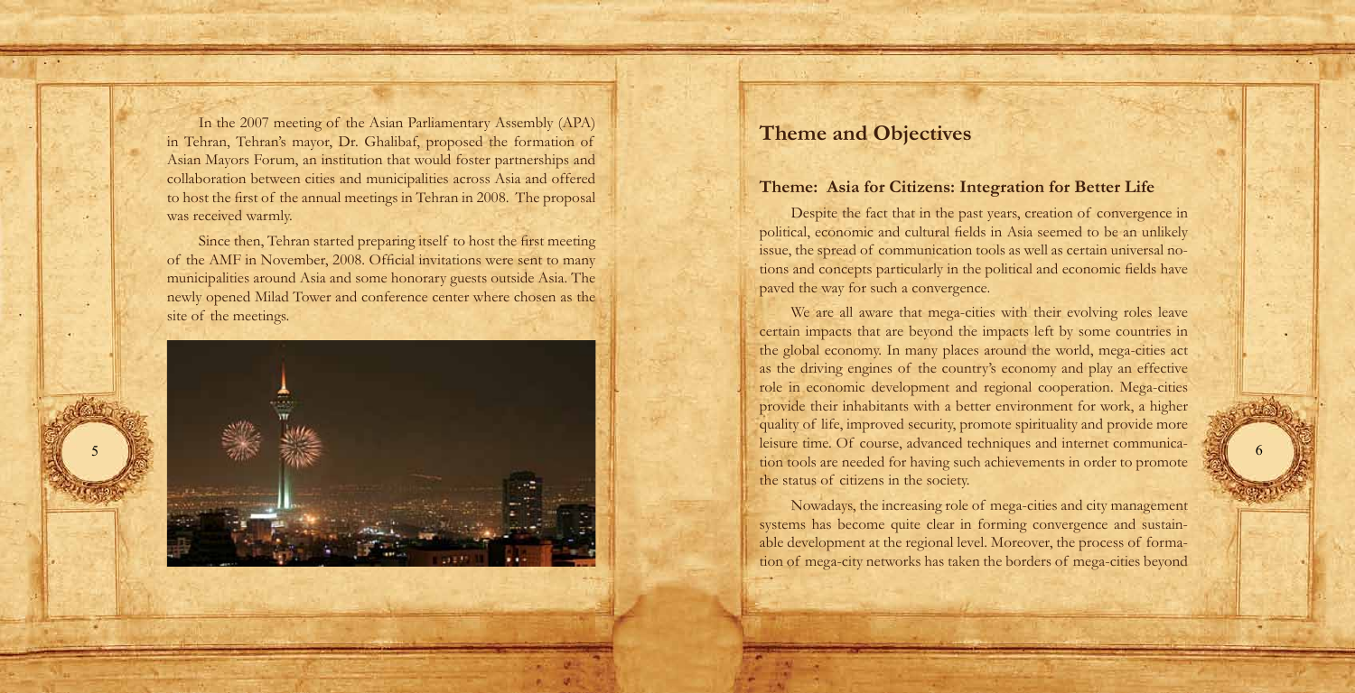In the 2007 meeting of the Asian Parliamentary Assembly (APA) in Tehran, Tehran's mayor, Dr. Ghalibaf, proposed the formation of Asian Mayors Forum, an institution that would foster partnerships and collaboration between cities and municipalities across Asia and offered to host the first of the annual meetings in Tehran in 2008. The proposal was received warmly.

Since then, Tehran started preparing itself to host the first meeting of the AMF in November, 2008. Official invitations were sent to many municipalities around Asia and some honorary guests outside Asia. The newly opened Milad Tower and conference center where chosen as the site of the meetings.

## Theme and Objectives

### Theme: Asia for Citizens: Integration for Better Life

Despite the fact that in the past years, creation of convergence in political, economic and cultural fields in Asia seemed to be an unlikely issue, the spread of communication tools as well as certain universal notions and concepts particularly in the political and economic fields have paved the way for such a convergence.

We are all aware that mega-cities with their evolving roles leave certain impacts that are beyond the impacts left by some countries in the global economy. In many places around the world, mega-cities act as the driving engines of the country's economy and play an effective role in economic development and regional cooperation. Mega-cities provide their inhabitants with a better environment for work, a higher quality of life, improved security, promote spirituality and provide more leisure time. Of course, advanced techniques and internet communication tools are needed for having such achievements in order to promote the status of citizens in the society.

Nowadays, the increasing role of mega-cities and city management systems has become quite clear in forming convergence and sustainable development at the regional level. Moreover, the process of formation of mega-city networks has taken the borders of mega-cities beyond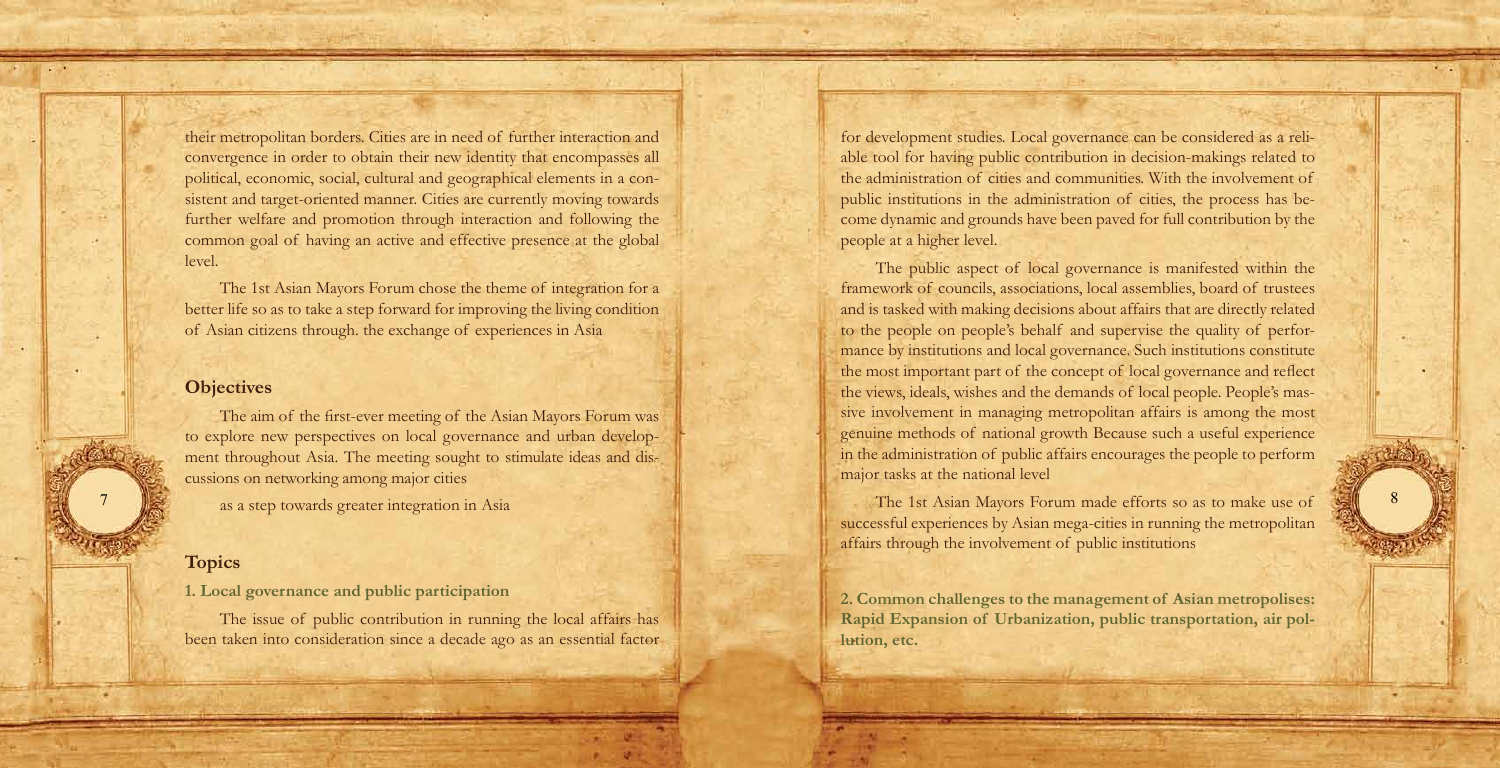their metropolitan borders. Cities are in need of further interaction and convergence in order to obtain their new identity that encompasses all political, economic, social, cultural and geographical elements in a consistent and target-oriented manner. Cities are currently moving towards further welfare and promotion through interaction and following the common goal of having an active and effective presence at the global level.

The 1st Asian Mayors Forum chose the theme of integration for a better life so as to take a step forward for improving the living condition of Asian citizens through. the exchange of experiences in Asia

## Objectives

The aim of the first-ever meeting of the Asian Mayors Forum was to explore new perspectives on local governance and urban development throughout Asia. The meeting sought to stimulate ideas and discussions on networking among major cities

as a step towards greater integration in Asia

## Topics

### 1. Local governance and public participation

The issue of public contribution in running the local affairs has been taken into consideration since a decade ago as an essential factor for development studies. Local governance can be considered as a reliable tool for having public contribution in decision-makings related to the administration of cities and communities. With the involvement of public institutions in the administration of cities, the process has become dynamic and grounds have been paved for full contribution by the people at a higher level.

The public aspect of local governance is manifested within the framework of councils, associations, local assemblies, board of trustees and is tasked with making decisions about affairs that are directly related to the people on people's behalf and supervise the quality of performance by institutions and local governance. Such institutions constitute the most important part of the concept of local governance and reflect the views, ideals, wishes and the demands of local people. People's massive involvement in managing metropolitan affairs is among the most genuine methods of national growth Because such a useful experience in the administration of public affairs encourages the people to perform major tasks at the national level

The 1st Asian Mayors Forum made efforts so as to make use of successful experiences by Asian mega-cities in running the metropolitan affairs through the involvement of public institutions

### 2. Common challenges to the management of Asian metropolises: Rapid Expansion of Urbanization, public transportation, air pollution, etc.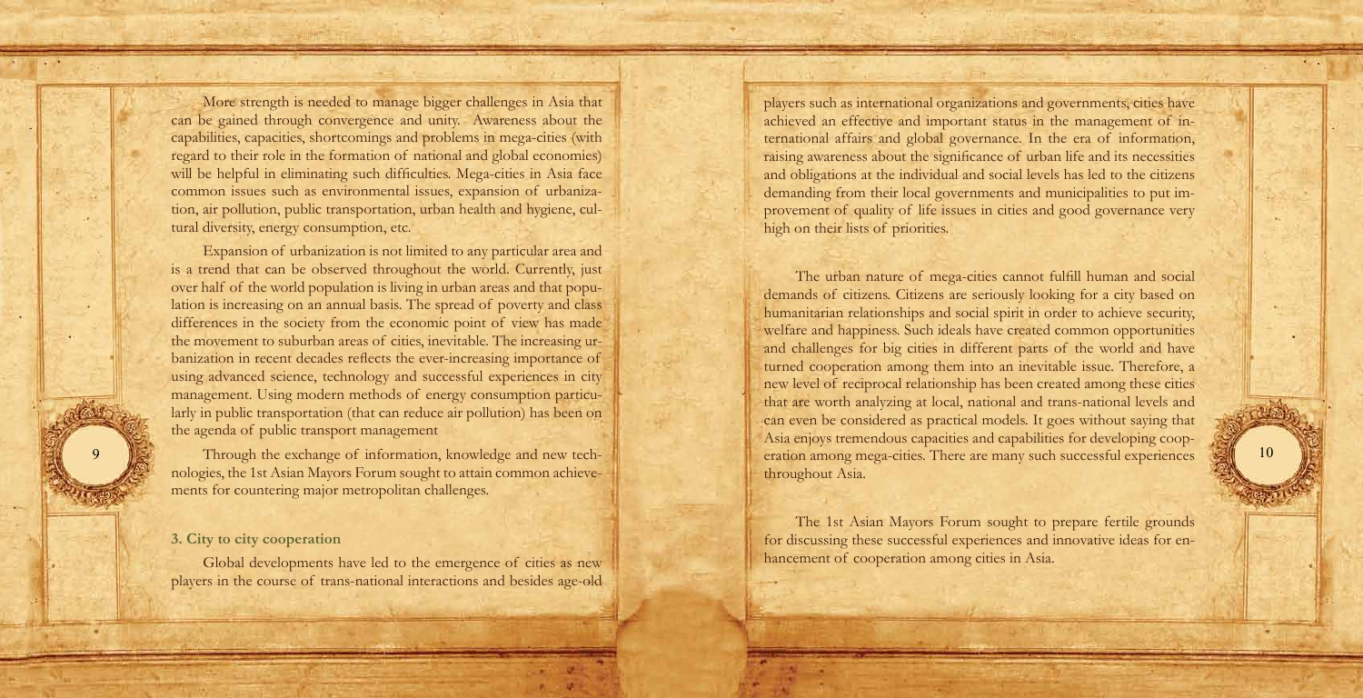More strength is needed to manage bigger challenges in Asia that can be gained through convergence and unity. Awareness about the capabilities, capacities, shortcomings and problems in mega-cities (with regard to their role in the formation of national and global economies) will be helpful in eliminating such difficulties. Mega-cities in Asia face common issues such as environmental issues, expansion of urbanization, air pollution, public transportation, urban health and hygiene, cultural diversity, energy consumption, etc.

Expansion of urbanization is not limited to any particular area and is a trend that can be observed throughout the world. Currently, just over half of the world population is living in urban areas and that population is increasing on an annual basis. The spread of poverty and class differences in the society from the economic point of view has made the movement to suburban areas of cities, inevitable. The increasing urbanization in recent decades reflects the ever-increasing importance of using advanced science, technology and successful experiences in city management. Using modern methods of energy consumption particularly in public transportation (that can reduce air pollution) has been on the agenda of public transport management

Through the exchange of information, knowledge and new technologies, the 1st Asian Mayors Forum sought to attain common achievements for countering major metropolitan challenges.

### 3. City to city cooperation

Global developments have led to the emergence of cities as new players in the course of trans-national interactions and besides age-old players such as international organizations and governments, cities have achieved an effective and important status in the management of international affairs and global governance. In the era of information, raising awareness about the significance of urban life and its necessities and obligations at the individual and social levels has led to the citizens demanding from their local governments and municipalities to put improvement of quality of life issues in cities and good governance very high on their lists of priorities.

The urban nature of mega-cities cannot fulfill human and social demands of citizens. Citizens are seriously looking for a city based on humanitarian relationships and social spirit in order to achieve security, welfare and happiness. Such ideals have created common opportunities and challenges for big cities in different parts of the world and have turned cooperation among them into an inevitable issue. Therefore, a new level of reciprocal relationship has been created among these cities that are worth analyzing at local, national and trans-national levels and can even be considered as practical models. It goes without saying that Asia enjoys tremendous capacities and capabilities for developing cooperation among mega-cities. There are many such successful experiences throughout Asia.

The 1st Asian Mayors Forum sought to prepare fertile grounds for discussing these successful experiences and innovative ideas for enhancement of cooperation among cities in Asia.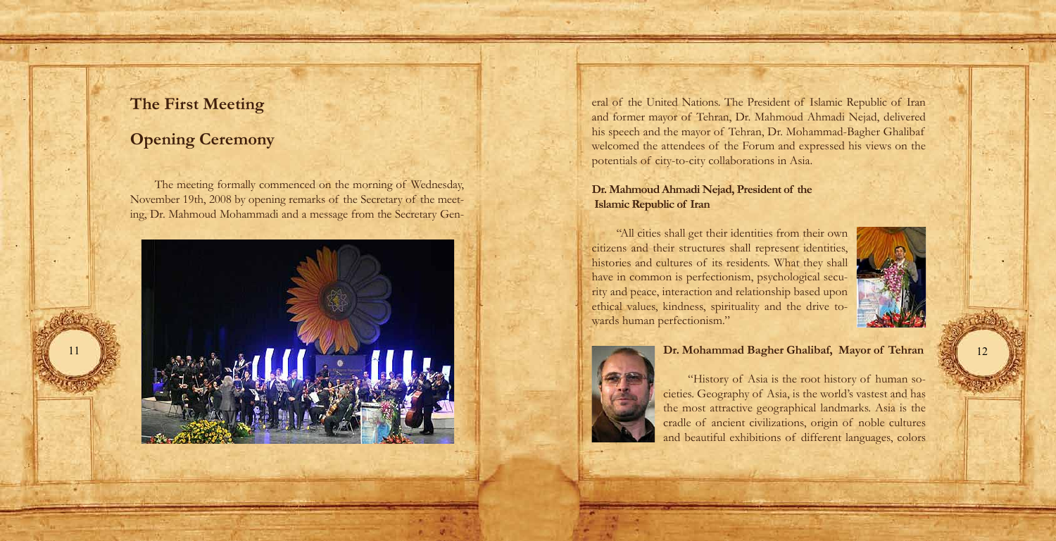## The First Meeting

## Opening Ceremony

The meeting formally commenced on the morning of Wednesday, November 19th, 2008 by opening remarks of the Secretary of the meeting, Dr. Mahmoud Mohammadi and a message from the Secretary General of the United Nations. The President of Islamic Republic of Iran and former mayor of Tehran, Dr. Mahmoud Ahmadi Nejad, delivered his speech and the mayor of Tehran, Dr. Mohammad-Bagher Ghalibaf welcomed the attendees of the Forum and expressed his views on the potentials of city-to-city collaborations in Asia.

### Dr. Mahmoud Ahmadi Nejad, President of the Islamic Republic of Iran

"All cities shall get their identities from their own citizens and their structures shall represent identities, histories and cultures of its residents. What they shall have in common is perfectionism, psychological security and peace, interaction and relationship based upon ethical values, kindness, spirituality and the drive towards human perfectionism."

### Dr. Mohammad Bagher Ghalibaf, Mayor of Tehran

"History of Asia is the root history of human societies. Geography of Asia, is the world's vastest and has the most attractive geographical landmarks. Asia is the cradle of ancient civilizations, origin of noble cultures and beautiful exhibitions of different languages, colors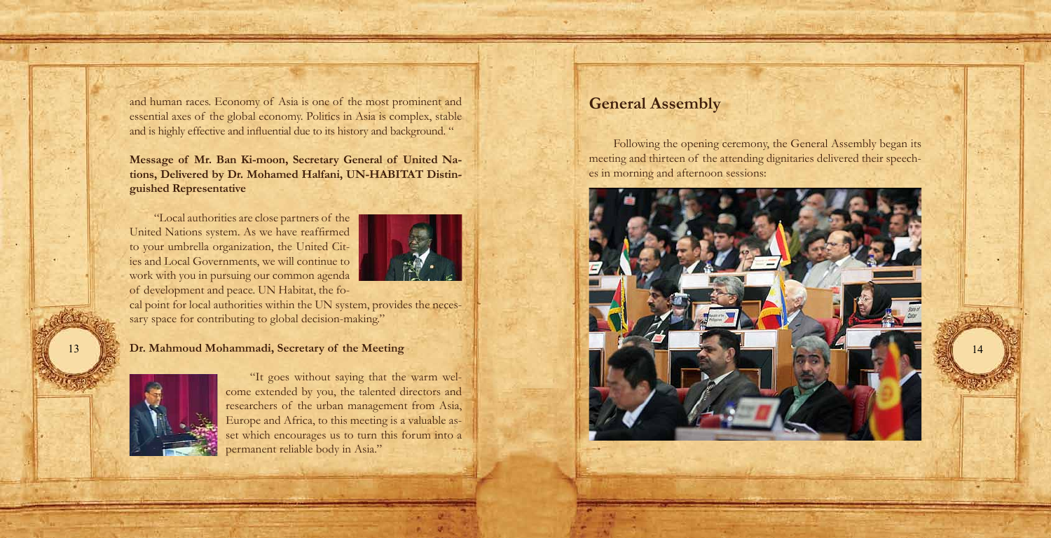and human races. Economy of Asia is one of the most prominent and essential axes of the global economy. Politics in Asia is complex, stable and is highly effective and influential due to its history and background. "

**Message of Mr. Ban Ki-moon, Secretary General of United Nations, Delivered by Dr. Mohamed Halfani, UN-HABITAT Distinguished Representative**

"Local authorities are close partners of the United Nations system. As we have reaffirmed to your umbrella organization, the United Cities and Local Governments, we will continue to work with you in pursuing our common agenda of development and peace. UN Habitat, the focal point for local authorities within the UN system, provides the necessary space for contributing to global decision-making."

**Dr. Mahmoud Mohammadi, Secretary of the Meeting**

"It goes without saying that the warm welcome extended by you, the talented directors and researchers of the urban management from Asia, Europe and Africa, to this meeting is a valuable asset which encourages us to turn this forum into a permanent reliable body in Asia."

## General Assembly

Following the opening ceremony, the General Assembly began its meeting and thirteen of the attending dignitaries delivered their speeches in morning and afternoon sessions: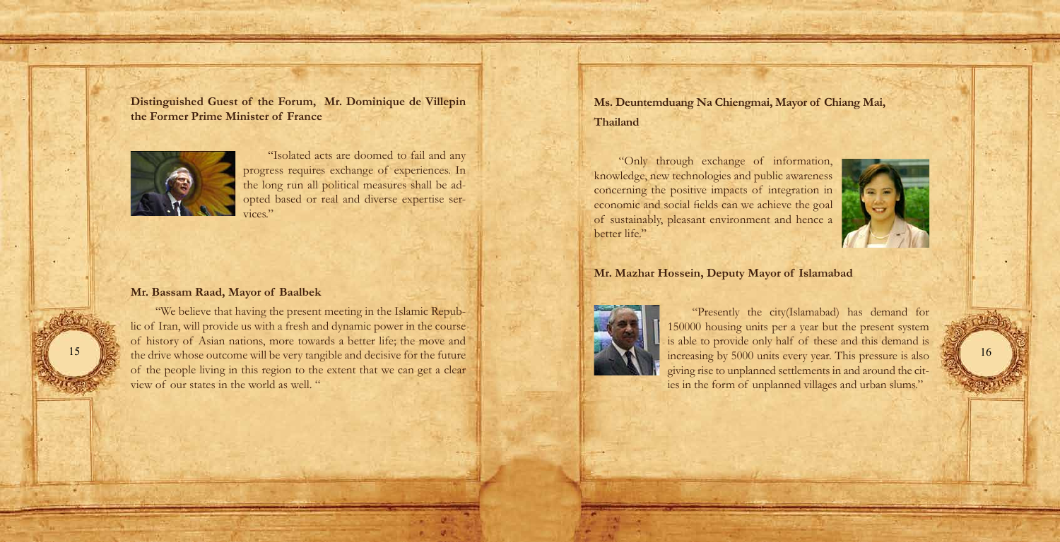**Distinguished Guest of the Forum, Mr. Dominique de Villepin the Former Prime Minister of France**

"Isolated acts are doomed to fail and any progress requires exchange of experiences. In the long run all political measures shall be adopted based or real and diverse expertise services."

**Mr. Bassam Raad, Mayor of Baalbek**

"We believe that having the present meeting in the Islamic Republic of Iran, will provide us with a fresh and dynamic power in the course of history of Asian nations, more towards a better life; the move and the drive whose outcome will be very tangible and decisive for the future of the people living in this region to the extent that we can get a clear view of our states in the world as well. "

**Ms. Deuntemduang Na Chiengmai, Mayor of Chiang Mai, Thailand**

"Only through exchange of information, knowledge, new technologies and public awareness concerning the positive impacts of integration in economic and social fields can we achieve the goal of sustainably, pleasant environment and hence a better life."

**Mr. Mazhar Hossein, Deputy Mayor of Islamabad**

"Presently the city(Islamabad) has demand for 150000 housing units per a year but the present system is able to provide only half of these and this demand is increasing by 5000 units every year. This pressure is also giving rise to unplanned settlements in and around the cities in the form of unplanned villages and urban slums."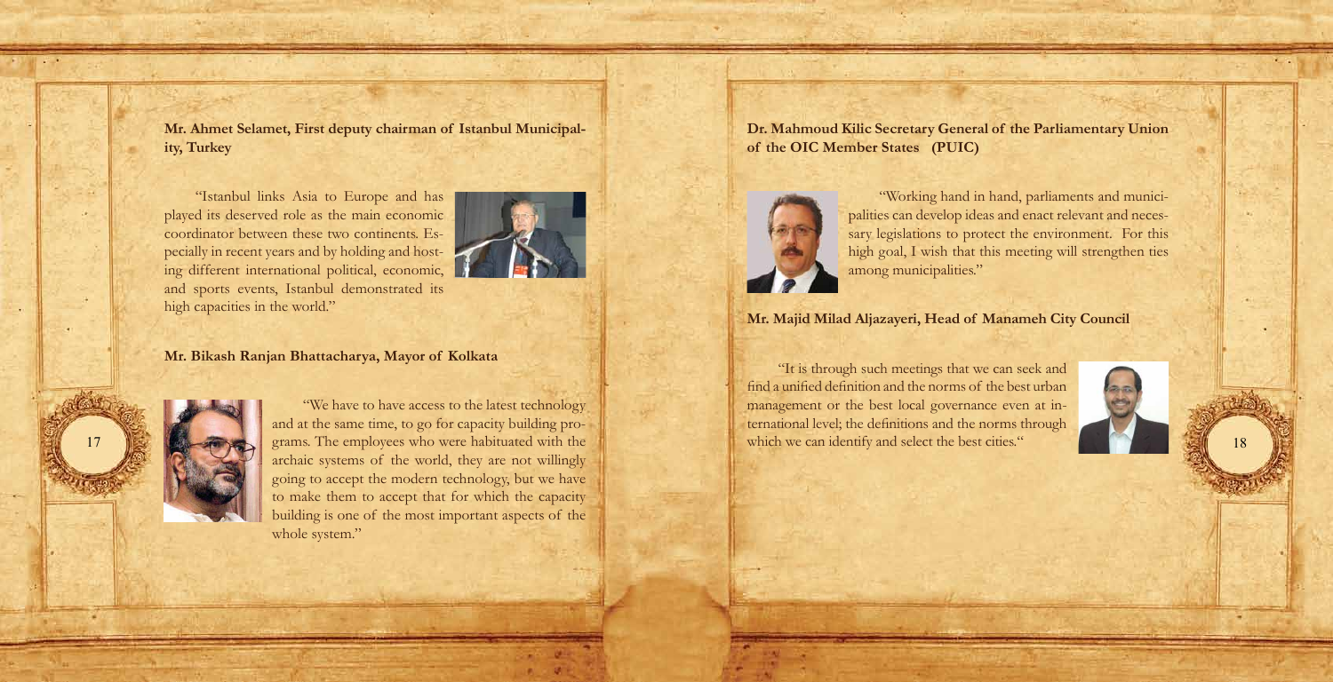**Mr. Ahmet Selamet, First deputy chairman of Istanbul Municipality, Turkey**

"Istanbul links Asia to Europe and has played its deserved role as the main economic coordinator between these two continents. Especially in recent years and by holding and hosting different international political, economic, and sports events, Istanbul demonstrated its high capacities in the world."

**Mr. Bikash Ranjan Bhattacharya, Mayor of Kolkata**

"We have to have access to the latest technology and at the same time, to go for capacity building programs. The employees who were habituated with the archaic systems of the world, they are not willingly going to accept the modern technology, but we have to make them to accept that for which the capacity building is one of the most important aspects of the whole system."

**Dr. Mahmoud Kilic Secretary General of the Parliamentary Union of the OIC Member States (PUIC)**

"Working hand in hand, parliaments and municipalities can develop ideas and enact relevant and necessary legislations to protect the environment. For this high goal, I wish that this meeting will strengthen ties among municipalities."

**Mr. Majid Milad Aljazayeri, Head of Manameh City Council**

"It is through such meetings that we can seek and find a unified definition and the norms of the best urban management or the best local governance even at international level; the definitions and the norms through which we can identify and select the best cities."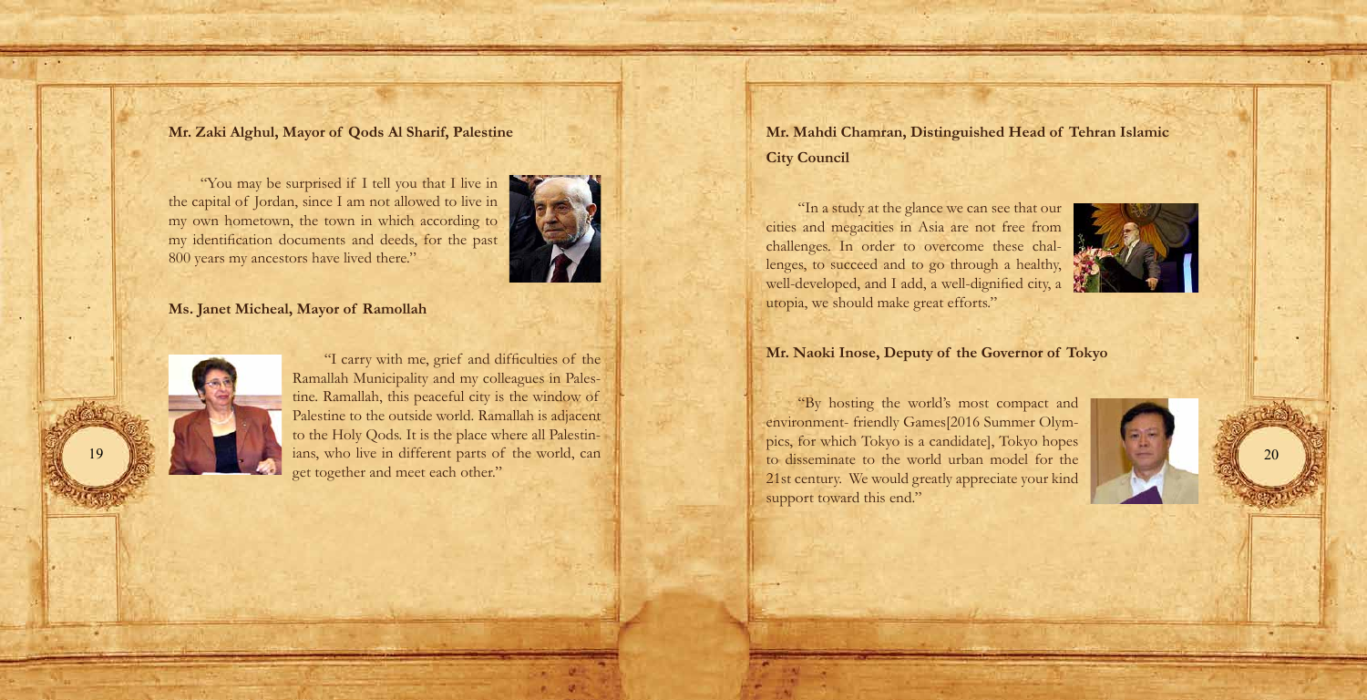**Mr. Zaki Alghul, Mayor of Qods Al Sharif, Palestine**

"You may be surprised if I tell you that I live in the capital of Jordan, since I am not allowed to live in my own hometown, the town in which according to my identification documents and deeds, for the past 800 years my ancestors have lived there."

**Ms. Janet Micheal, Mayor of Ramollah**

"I carry with me, grief and difficulties of the Ramallah Municipality and my colleagues in Palestine. Ramallah, this peaceful city is the window of Palestine to the outside world. Ramallah is adjacent to the Holy Qods. It is the place where all Palestinians, who live in different parts of the world, can get together and meet each other."

**Mr. Mahdi Chamran, Distinguished Head of Tehran Islamic City Council**

"In a study at the glance we can see that our cities and megacities in Asia are not free from challenges. In order to overcome these challenges, to succeed and to go through a healthy, well-developed, and I add, a well-dignified city, a utopia, we should make great efforts."

**Mr. Naoki Inose, Deputy of the Governor of Tokyo**

"By hosting the world's most compact and environment- friendly Games[2016 Summer Olympics, for which Tokyo is a candidate], Tokyo hopes to disseminate to the world urban model for the 21st century. We would greatly appreciate your kind support toward this end."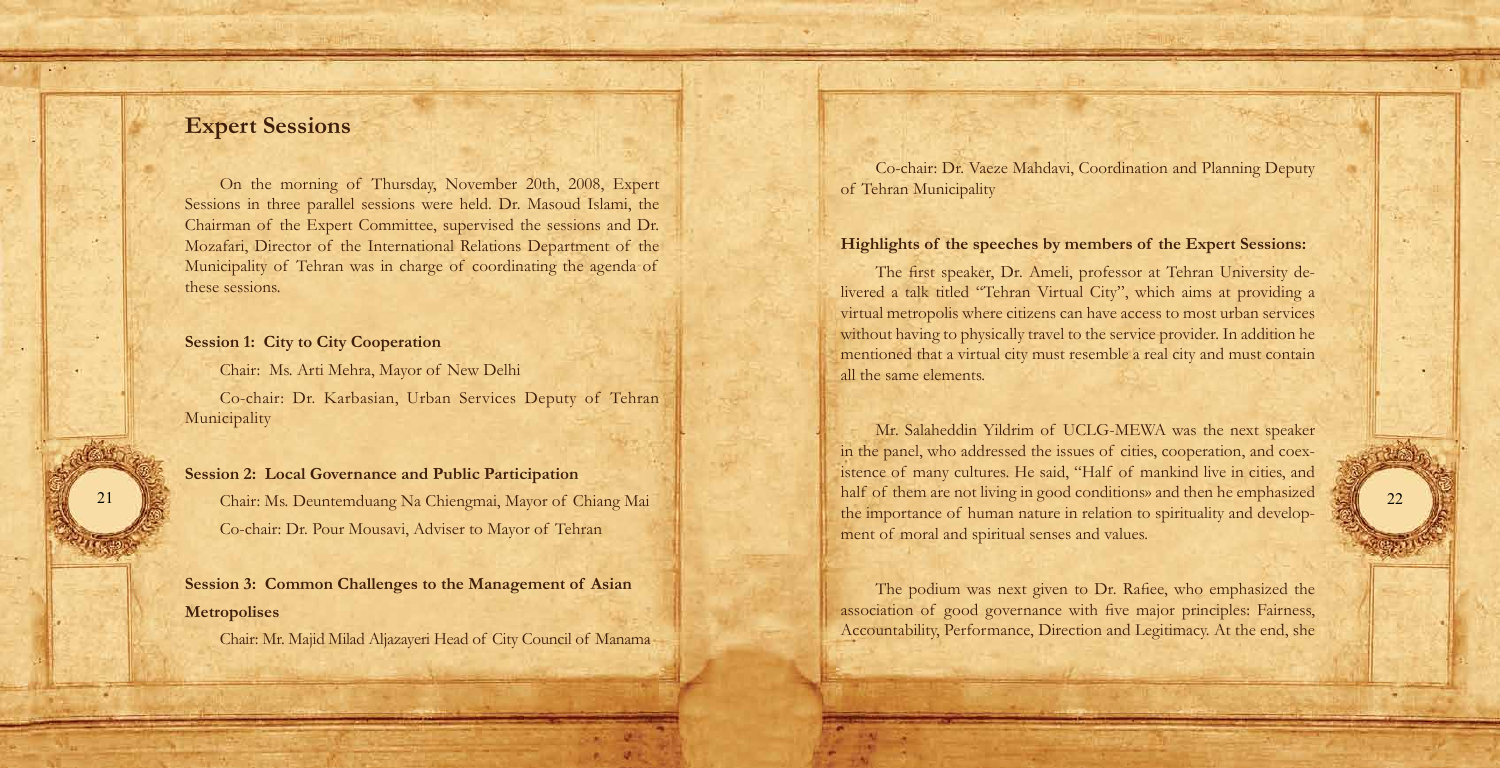## Expert Sessions

On the morning of Thursday, November 20th, 2008, Expert Sessions in three parallel sessions were held. Dr. Masoud Islami, the Chairman of the Expert Committee, supervised the sessions and Dr. Mozafari, Director of the International Relations Department of the Municipality of Tehran was in charge of coordinating the agenda of these sessions.

**Session 1: City to City Cooperation**

Chair: Ms. Arti Mehra, Mayor of New Delhi

Co-chair: Dr. Karbasian, Urban Services Deputy of Tehran Municipality

**Session 2: Local Governance and Public Participation**

Chair: Ms. Deuntemduang Na Chiengmai, Mayor of Chiang Mai

Co-chair: Dr. Pour Mousavi, Adviser to Mayor of Tehran

**Session 3: Common Challenges to the Management of Asian Metropolises**

Chair: Mr. Majid Milad Aljazayeri Head of City Council of Manama

Co-chair: Dr. Vaeze Mahdavi, Coordination and Planning Deputy of Tehran Municipality

**Highlights of the speeches by members of the Expert Sessions:**

The first speaker, Dr. Ameli, professor at Tehran University delivered a talk titled "Tehran Virtual City", which aims at providing a virtual metropolis where citizens can have access to most urban services without having to physically travel to the service provider. In addition he mentioned that a virtual city must resemble a real city and must contain all the same elements.

Mr. Salaheddin Yildrim of UCLG-MEWA was the next speaker in the panel, who addressed the issues of cities, cooperation, and coexistence of many cultures. He said, "Half of mankind live in cities, and half of them are not living in good conditions» and then he emphasized the importance of human nature in relation to spirituality and development of moral and spiritual senses and values.

The podium was next given to Dr. Rafiee, who emphasized the association of good governance with five major principles: Fairness, Accountability, Performance, Direction and Legitimacy. At the end, she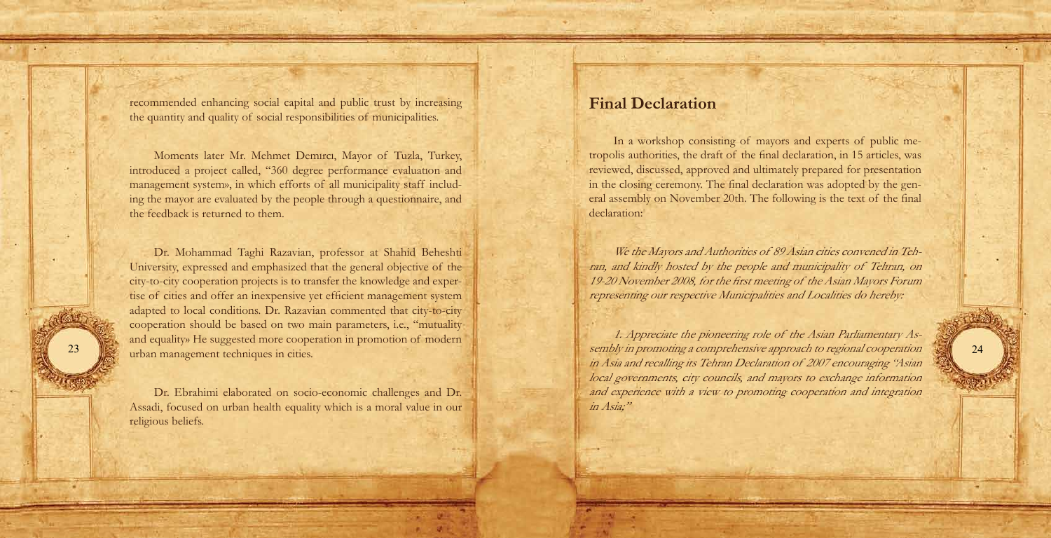recommended enhancing social capital and public trust by increasing the quantity and quality of social responsibilities of municipalities.

Moments later Mr. Mehmet Demırcı, Mayor of Tuzla, Turkey, introduced a project called, "360 degree performance evaluation and management system», in which efforts of all municipality staff including the mayor are evaluated by the people through a questionnaire, and the feedback is returned to them.

Dr. Mohammad Taghi Razavian, professor at Shahid Beheshti University, expressed and emphasized that the general objective of the city-to-city cooperation projects is to transfer the knowledge and expertise of cities and offer an inexpensive yet efficient management system adapted to local conditions. Dr. Razavian commented that city-to-city cooperation should be based on two main parameters, i.e., "mutuality and equality» He suggested more cooperation in promotion of modern urban management techniques in cities.

Dr. Ebrahimi elaborated on socio-economic challenges and Dr. Assadi, focused on urban health equality which is a moral value in our religious beliefs.

## Final Declaration

In a workshop consisting of mayors and experts of public metropolis authorities, the draft of the final declaration, in 15 articles, was reviewed, discussed, approved and ultimately prepared for presentation in the closing ceremony. The final declaration was adopted by the general assembly on November 20th. The following is the text of the final declaration:

*We the Mayors and Authorities of 89 Asian cities convened in Tehran, and kindly hosted by the people and municipality of Tehran, on 19-20 November 2008, for the first meeting of the Asian Mayors Forum representing our respective Municipalities and Localities do hereby:*

*1. Appreciate the pioneering role of the Asian Parliamentary Assembly in promoting a comprehensive approach to regional cooperation in Asia and recalling its Tehran Declaration of 2007 encouraging "Asian local governments, city councils, and mayors to exchange information and experience with a view to promoting cooperation and integration in Asia;"*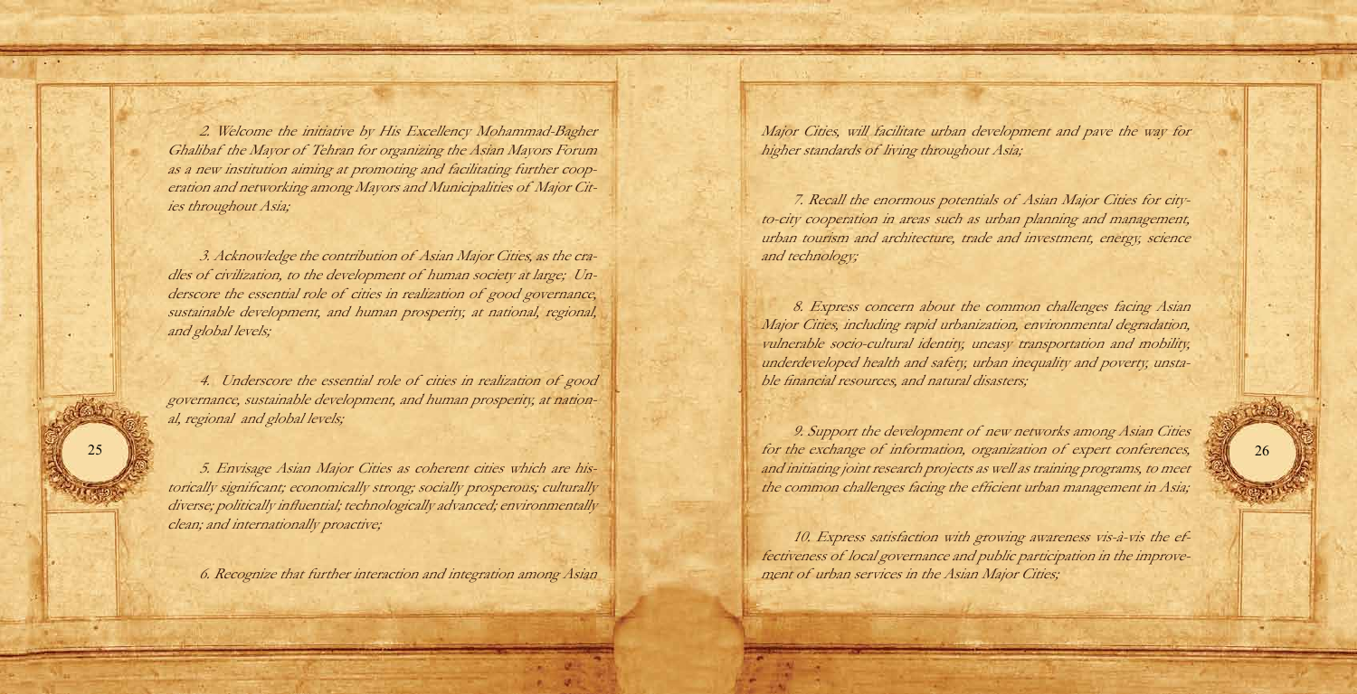*2. Welcome the initiative by His Excellency Mohammad-Bagher Ghalibaf the Mayor of Tehran for organizing the Asian Mayors Forum as a new institution aiming at promoting and facilitating further cooperation and networking among Mayors and Municipalities of Major Cities throughout Asia;*

*3. Acknowledge the contribution of Asian Major Cities, as the cradles of civilization, to the development of human society at large; Underscore the essential role of cities in realization of good governance, sustainable development, and human prosperity, at national, regional, and global levels;*

*4. Underscore the essential role of cities in realization of good governance, sustainable development, and human prosperity, at national, regional and global levels;*

*5. Envisage Asian Major Cities as coherent cities which are historically significant; economically strong; socially prosperous; culturally diverse; politically influential; technologically advanced; environmentally clean; and internationally proactive;*

*6. Recognize that further interaction and integration among Asian Major Cities, will facilitate urban development and pave the way for higher standards of living throughout Asia;*

*7. Recall the enormous potentials of Asian Major Cities for city-to-city cooperation in areas such as urban planning and management, urban tourism and architecture, trade and investment, energy, science and technology;*

*8. Express concern about the common challenges facing Asian Major Cities, including rapid urbanization, environmental degradation, vulnerable socio-cultural identity, uneasy transportation and mobility, underdeveloped health and safety, urban inequality and poverty, unstable financial resources, and natural disasters;*

*9. Support the development of new networks among Asian Cities for the exchange of information, organization of expert conferences, and initiating joint research projects as well as training programs, to meet the common challenges facing the efficient urban management in Asia;*

*10. Express satisfaction with growing awareness vis-à-vis the effectiveness of local governance and public participation in the improvement of urban services in the Asian Major Cities;*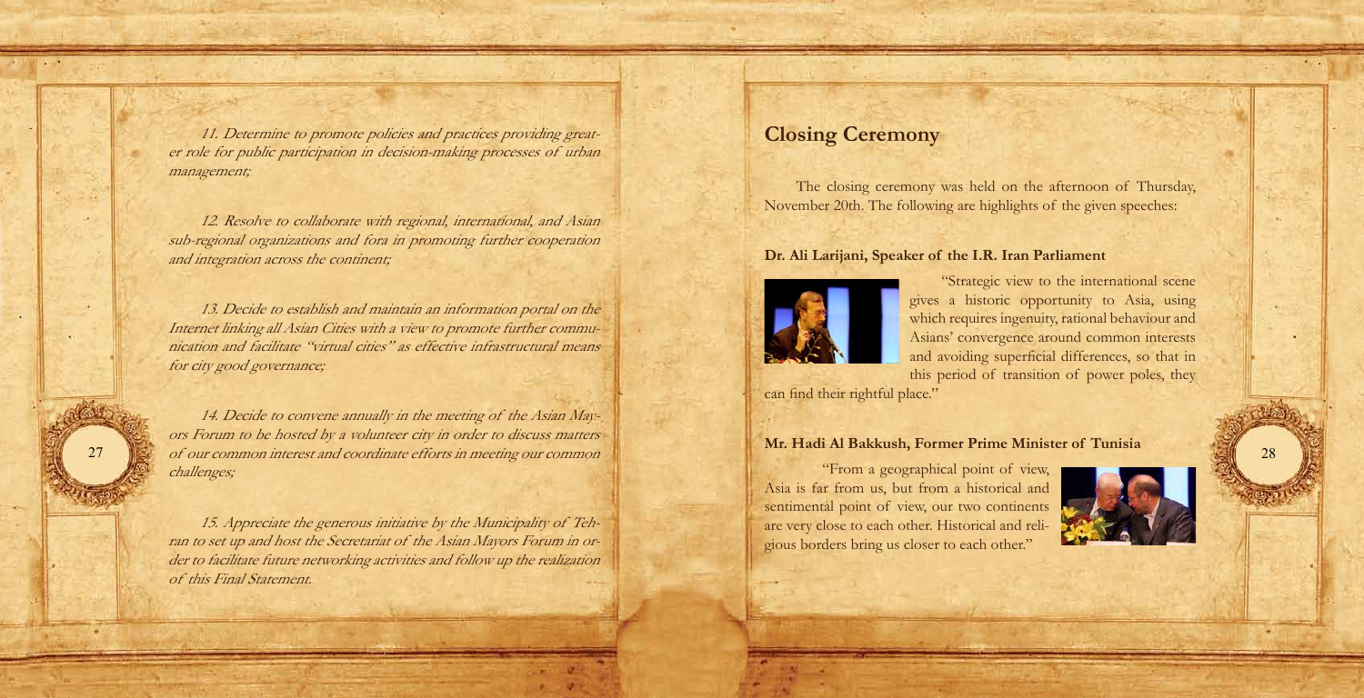*11. Determine to promote policies and practices providing greater role for public participation in decision-making processes of urban management;*

*12. Resolve to collaborate with regional, international, and Asian sub-regional organizations and fora in promoting further cooperation and integration across the continent;*

*13. Decide to establish and maintain an information portal on the Internet linking all Asian Cities with a view to promote further communication and facilitate "virtual cities" as effective infrastructural means for city good governance;*

*14. Decide to convene annually in the meeting of the Asian Mayors Forum to be hosted by a volunteer city in order to discuss matters of our common interest and coordinate efforts in meeting our common challenges;*

*15. Appreciate the generous initiative by the Municipality of Tehran to set up and host the Secretariat of the Asian Mayors Forum in order to facilitate future networking activities and follow up the realization of this Final Statement.*

## Closing Ceremony

The closing ceremony was held on the afternoon of Thursday, November 20th. The following are highlights of the given speeches:

### Dr. Ali Larijani, Speaker of the I.R. Iran Parliament

"Strategic view to the international scene gives a historic opportunity to Asia, using which requires ingenuity, rational behaviour and Asians' convergence around common interests and avoiding superficial differences, so that in this period of transition of power poles, they can find their rightful place."

### Mr. Hadi Al Bakkush, Former Prime Minister of Tunisia

"From a geographical point of view, Asia is far from us, but from a historical and sentimental point of view, our two continents are very close to each other. Historical and religious borders bring us closer to each other."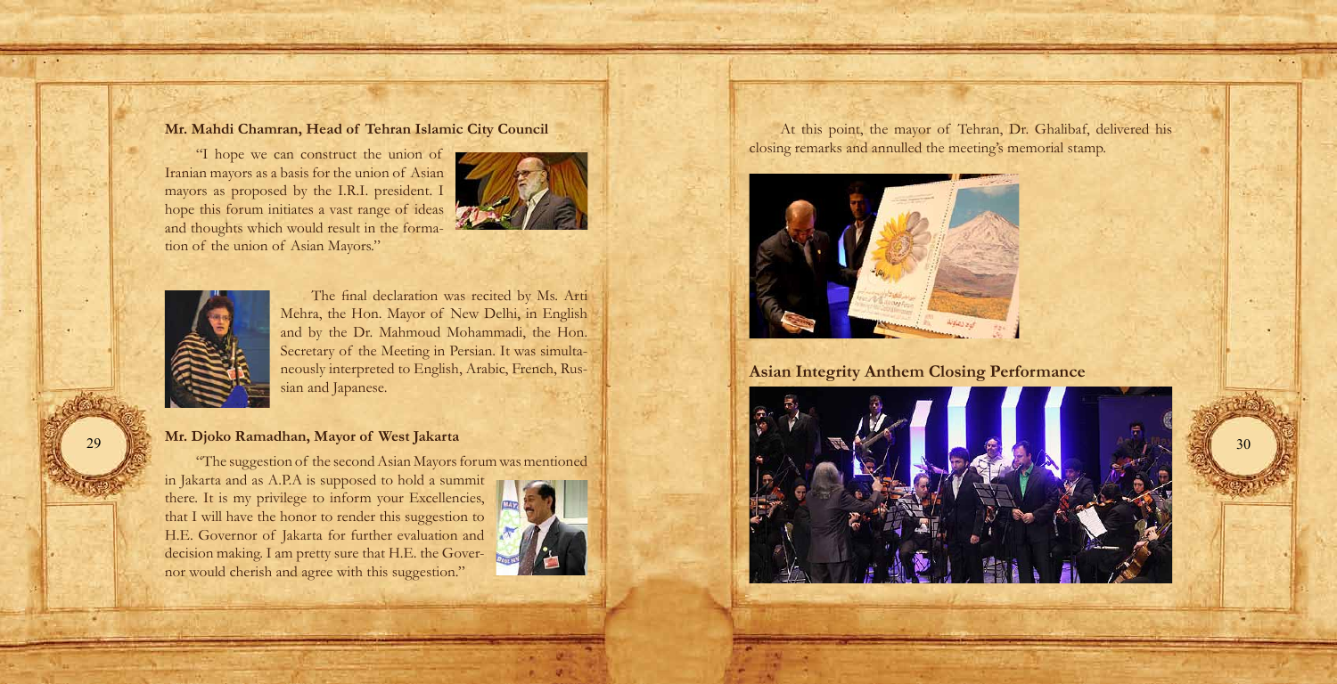**Mr. Mahdi Chamran, Head of Tehran Islamic City Council**

"I hope we can construct the union of Iranian mayors as a basis for the union of Asian mayors as proposed by the I.R.I. president. I hope this forum initiates a vast range of ideas and thoughts which would result in the formation of the union of Asian Mayors."

The final declaration was recited by Ms. Arti Mehra, the Hon. Mayor of New Delhi, in English and by the Dr. Mahmoud Mohammadi, the Hon. Secretary of the Meeting in Persian. It was simultaneously interpreted to English, Arabic, French, Russian and Japanese.

**Mr. Djoko Ramadhan, Mayor of West Jakarta**

"The suggestion of the second Asian Mayors forum was mentioned in Jakarta and as A.P.A is supposed to hold a summit there. It is my privilege to inform your Excellencies, that I will have the honor to render this suggestion to H.E. Governor of Jakarta for further evaluation and decision making. I am pretty sure that H.E. the Governor would cherish and agree with this suggestion."

At this point, the mayor of Tehran, Dr. Ghalibaf, delivered his closing remarks and annulled the meeting's memorial stamp.

**Asian Integrity Anthem Closing Performance**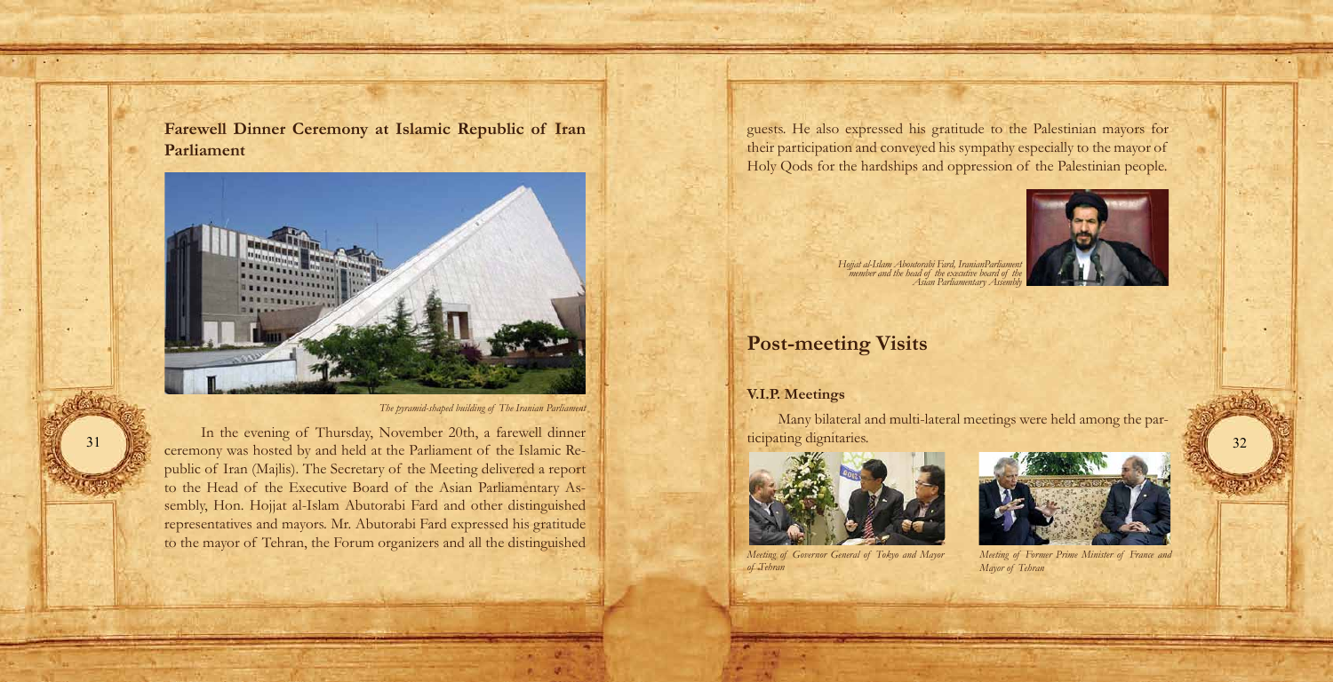## Farewell Dinner Ceremony at Islamic Republic of Iran Parliament

*The pyramid-shaped building of The Iranian Parliament*

In the evening of Thursday, November 20th, a farewell dinner ceremony was hosted by and held at the Parliament of the Islamic Republic of Iran (Majlis). The Secretary of the Meeting delivered a report to the Head of the Executive Board of the Asian Parliamentary Assembly, Hon. Hojjat al-Islam Abutorabi Fard and other distinguished representatives and mayors. Mr. Abutorabi Fard expressed his gratitude to the mayor of Tehran, the Forum organizers and all the distinguished guests. He also expressed his gratitude to the Palestinian mayors for their participation and conveyed his sympathy especially to the mayor of Holy Qods for the hardships and oppression of the Palestinian people.

*Hojjat al-Islam Aboutorabi Fard, IranianParliament member and the head of the executive board of the Asian Parliamentary Assembly*

# Post-meeting Visits

### V.I.P. Meetings

Many bilateral and multi-lateral meetings were held among the participating dignitaries.

*Meeting of Governor General of Tokyo and Mayor of Tehran*

*Meeting of Former Prime Minister of France and Mayor of Tehran*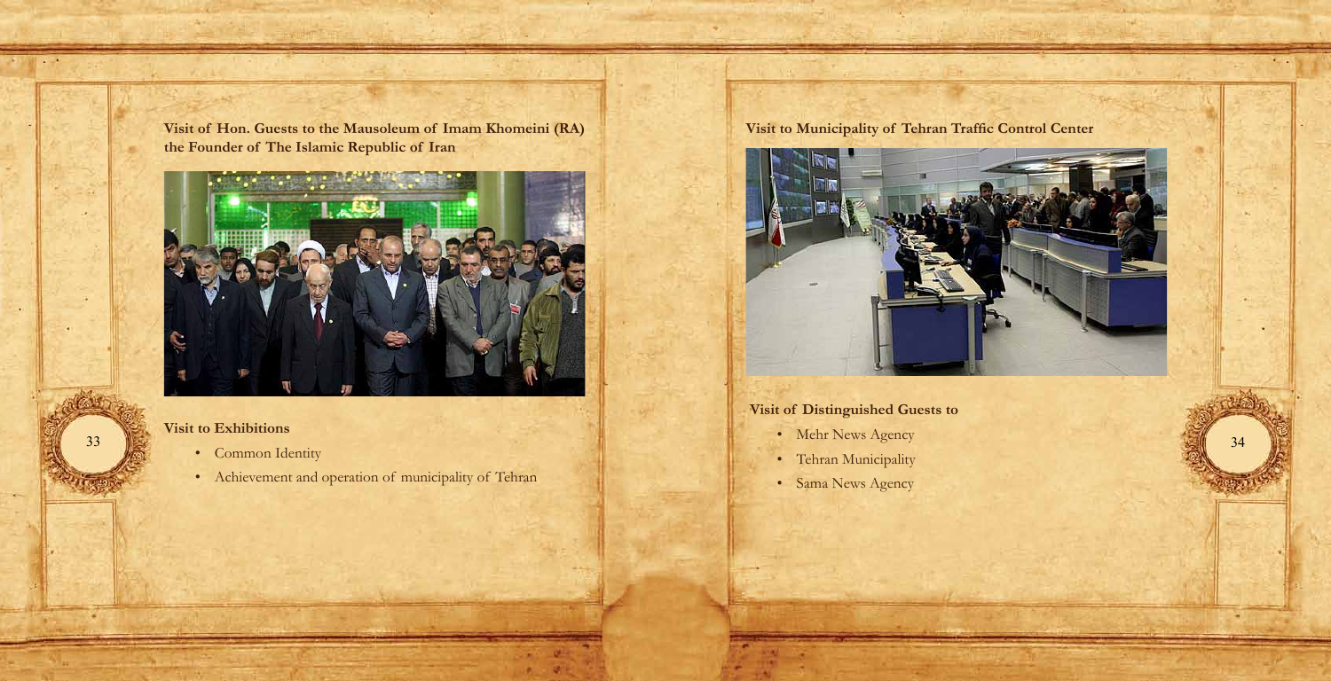**Visit of Hon. Guests to the Mausoleum of Imam Khomeini (RA) the Founder of The Islamic Republic of Iran**

**Visit to Exhibitions**

- Common Identity
- Achievement and operation of municipality of Tehran

**Visit to Municipality of Tehran Traffic Control Center**

**Visit of Distinguished Guests to**

- Mehr News Agency
- Tehran Municipality
- Sama News Agency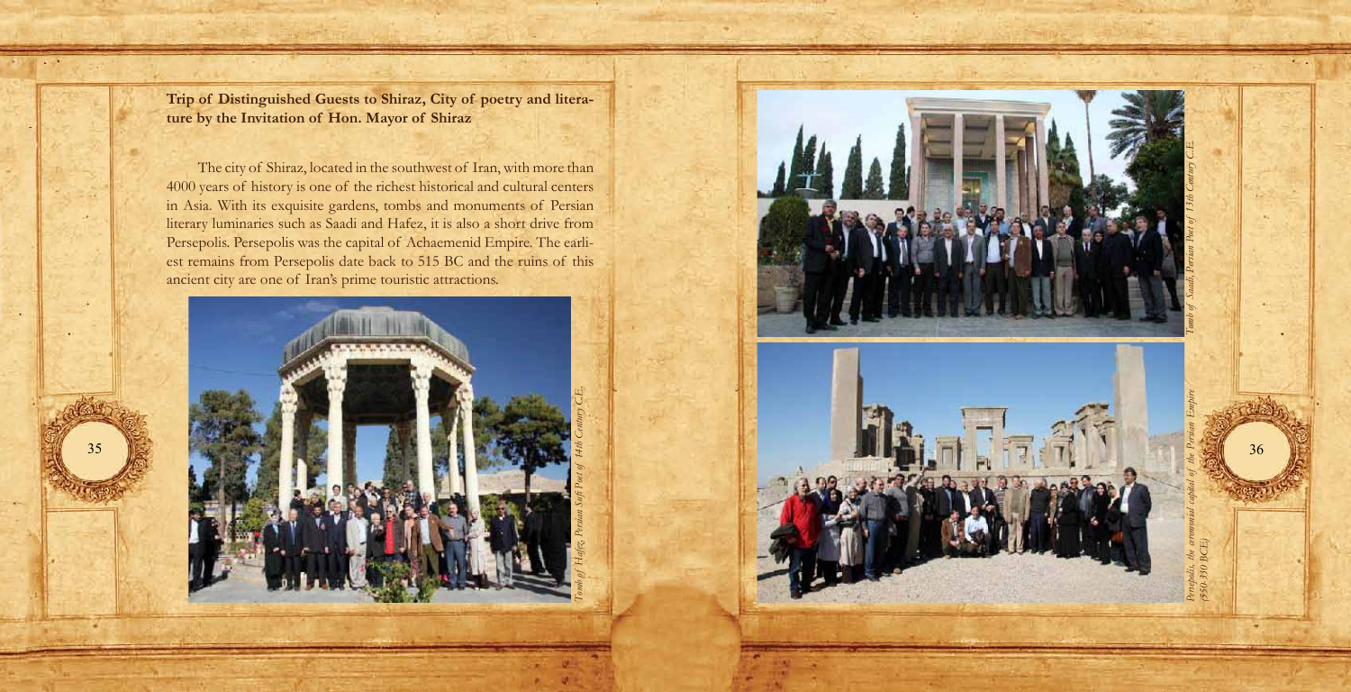**Trip of Distinguished Guests to Shiraz, City of poetry and literature by the Invitation of Hon. Mayor of Shiraz**

The city of Shiraz, located in the southwest of Iran, with more than 4000 years of history is one of the richest historical and cultural centers in Asia. With its exquisite gardens, tombs and monuments of Persian literary luminaries such as Saadi and Hafez, it is also a short drive from Persepolis. Persepolis was the capital of Achaemenid Empire. The earliest remains from Persepolis date back to 515 BC and the ruins of this ancient city are one of Iran's prime touristic attractions.

*Tomb of Hafez, Persian Sufi Poet of 14th Century C.E.*

*Tomb of Saadi, Persian Poet of 13th Century C.E.*

*Persepolis, the ceremonial capital of the Persian Empire (550-330 BCE)*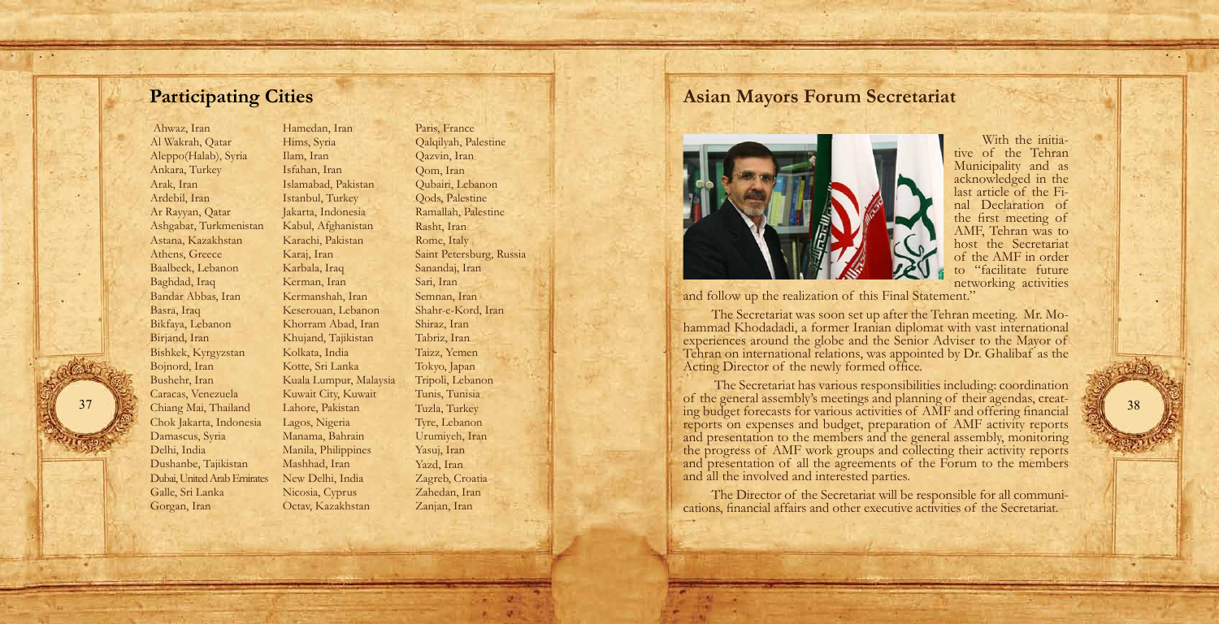## Participating Cities

Ahwaz, Iran
Al Wakrah, Qatar
Aleppo(Halab), Syria
Ankara, Turkey
Arak, Iran
Ardebil, Iran
Ar Rayyan, Qatar
Ashgabat, Turkmenistan
Astana, Kazakhstan
Athens, Greece
Baalbeck, Lebanon
Baghdad, Iraq
Bandar Abbas, Iran
Basra, Iraq
Bikfaya, Lebanon
Birjand, Iran
Bishkek, Kyrgyzstan
Bojnord, Iran
Bushehr, Iran
Caracas, Venezuela
Chiang Mai, Thailand
Chok Jakarta, Indonesia
Damascus, Syria
Delhi, India
Dushanbe, Tajikistan
Dubai, United Arab Emirates
Galle, Sri Lanka
Gorgan, Iran
Hamedan, Iran
Hims, Syria
Ilam, Iran
Isfahan, Iran
Islamabad, Pakistan
Istanbul, Turkey
Jakarta, Indonesia
Kabul, Afghanistan
Karachi, Pakistan
Karaj, Iran
Karbala, Iraq
Kerman, Iran
Kermanshah, Iran
Keserouan, Lebanon
Khorram Abad, Iran
Khujand, Tajikistan
Kolkata, India
Kotte, Sri Lanka
Kuala Lumpur, Malaysia
Kuwait City, Kuwait
Lahore, Pakistan
Lagos, Nigeria
Manama, Bahrain
Manila, Philippines
Mashhad, Iran
New Delhi, India
Nicosia, Cyprus
Octav, Kazakhstan
Paris, France
Qalqilyah, Palestine
Qazvin, Iran
Qom, Iran
Qubairi, Lebanon
Qods, Palestine
Ramallah, Palestine
Rasht, Iran
Rome, Italy
Saint Petersburg, Russia
Sanandaj, Iran
Sari, Iran
Semnan, Iran
Shahr-e-Kord, Iran
Shiraz, Iran
Tabriz, Iran
Taizz, Yemen
Tokyo, Japan
Tripoli, Lebanon
Tunis, Tunisia
Tuzla, Turkey
Tyre, Lebanon
Urumiyeh, Iran
Yasuj, Iran
Yazd, Iran
Zagreb, Croatia
Zahedan, Iran
Zanjan, Iran

## Asian Mayors Forum Secretariat

With the initiative of the Tehran Municipality and as acknowledged in the last article of the Final Declaration of the first meeting of AMF, Tehran was to host the Secretariat of the AMF in order to "facilitate future networking activities and follow up the realization of this Final Statement."

The Secretariat was soon set up after the Tehran meeting. Mr. Mohammad Khodadadi, a former Iranian diplomat with vast international experiences around the globe and the Senior Adviser to the Mayor of Tehran on international relations, was appointed by Dr. Ghalibaf as the Acting Director of the newly formed office.

The Secretariat has various responsibilities including: coordination of the general assembly's meetings and planning of their agendas, creating budget forecasts for various activities of AMF and offering financial reports on expenses and budget, preparation of AMF activity reports and presentation to the members and the general assembly, monitoring the progress of AMF work groups and collecting their activity reports and presentation of all the agreements of the Forum to the members and all the involved and interested parties.

The Director of the Secretariat will be responsible for all communications, financial affairs and other executive activities of the Secretariat.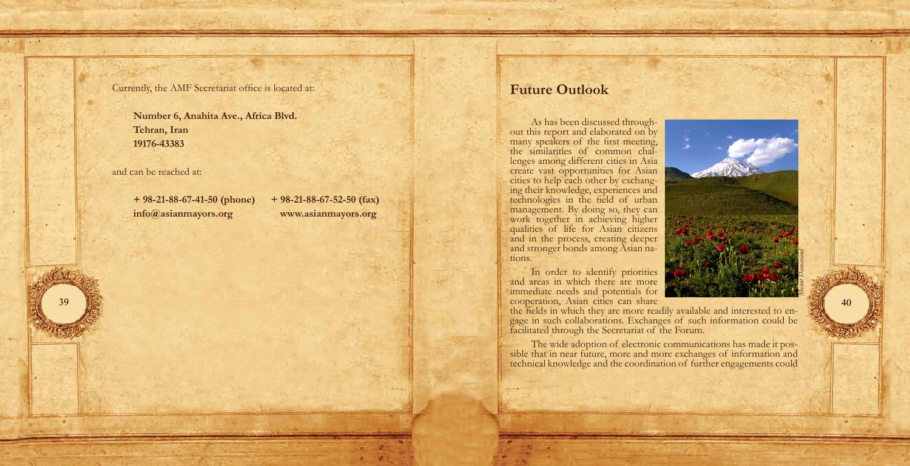Currently, the AMF Secretariat office is located at:

**Number 6, Anahita Ave., Africa Blvd.**
**Tehran, Iran**
**19176-43383**

and can be reached at:

**+ 98-21-88-67-41-50 (phone)** **+ 98-21-88-67-52-50 (fax)**
**info@asianmayors.org** **www.asianmayors.org**

## Future Outlook

As has been discussed throughout this report and elaborated on by many speakers of the first meeting, the similarities of common challenges among different cities in Asia create vast opportunities for Asian cities to help each other by exchanging their knowledge, experiences and technologies in the field of urban management. By doing so, they can work together in achieving higher qualities of life for Asian citizens and in the process, creating deeper and stronger bonds among Asian nations.

*Mount Damavand*

In order to identify priorities and areas in which there are more immediate needs and potentials for cooperation, Asian cities can share the fields in which they are more readily available and interested to engage in such collaborations. Exchanges of such information could be facilitated through the Secretariat of the Forum.

The wide adoption of electronic communications has made it possible that in near future, more and more exchanges of information and technical knowledge and the coordination of further engagements could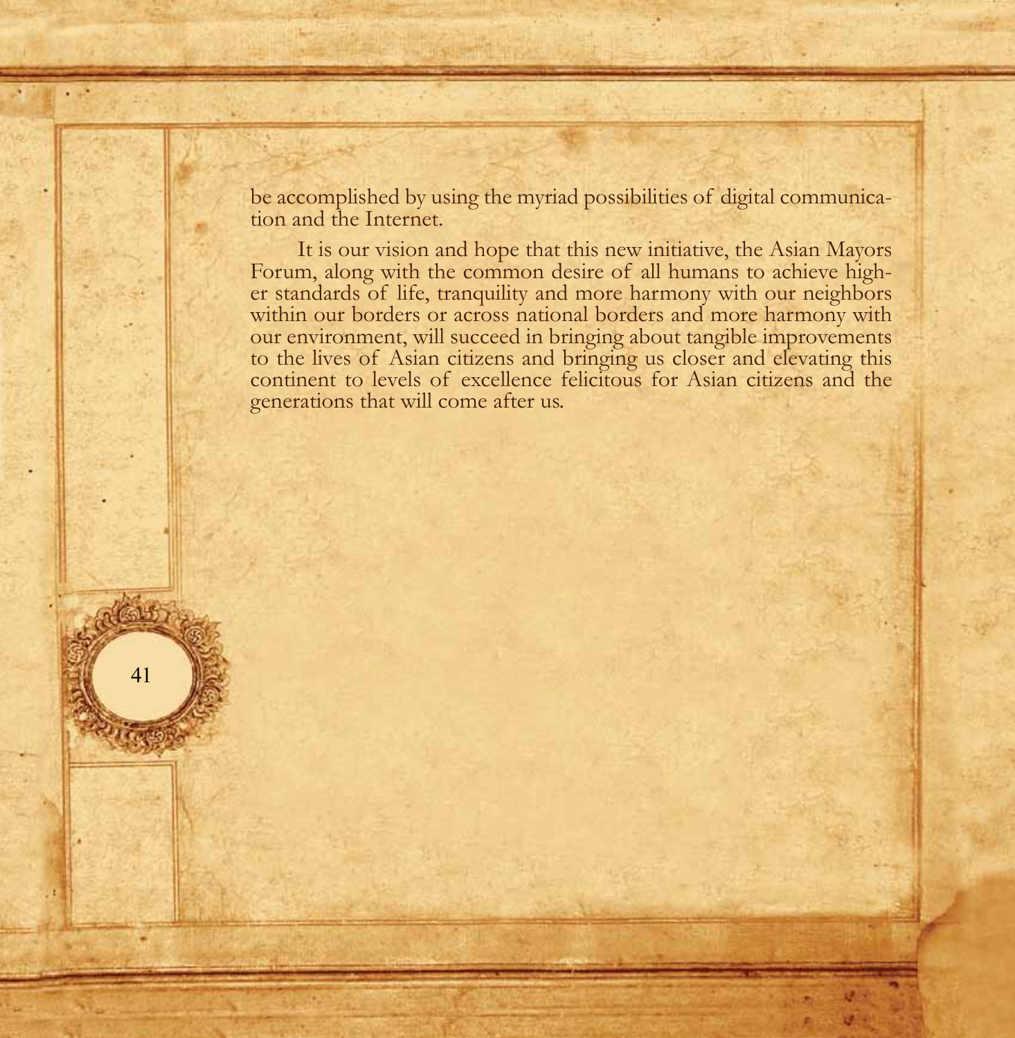be accomplished by using the myriad possibilities of digital communication and the Internet.

It is our vision and hope that this new initiative, the Asian Mayors Forum, along with the common desire of all humans to achieve higher standards of life, tranquility and more harmony with our neighbors within our borders or across national borders and more harmony with our environment, will succeed in bringing about tangible improvements to the lives of Asian citizens and bringing us closer and elevating this continent to levels of excellence felicitous for Asian citizens and the generations that will come after us.